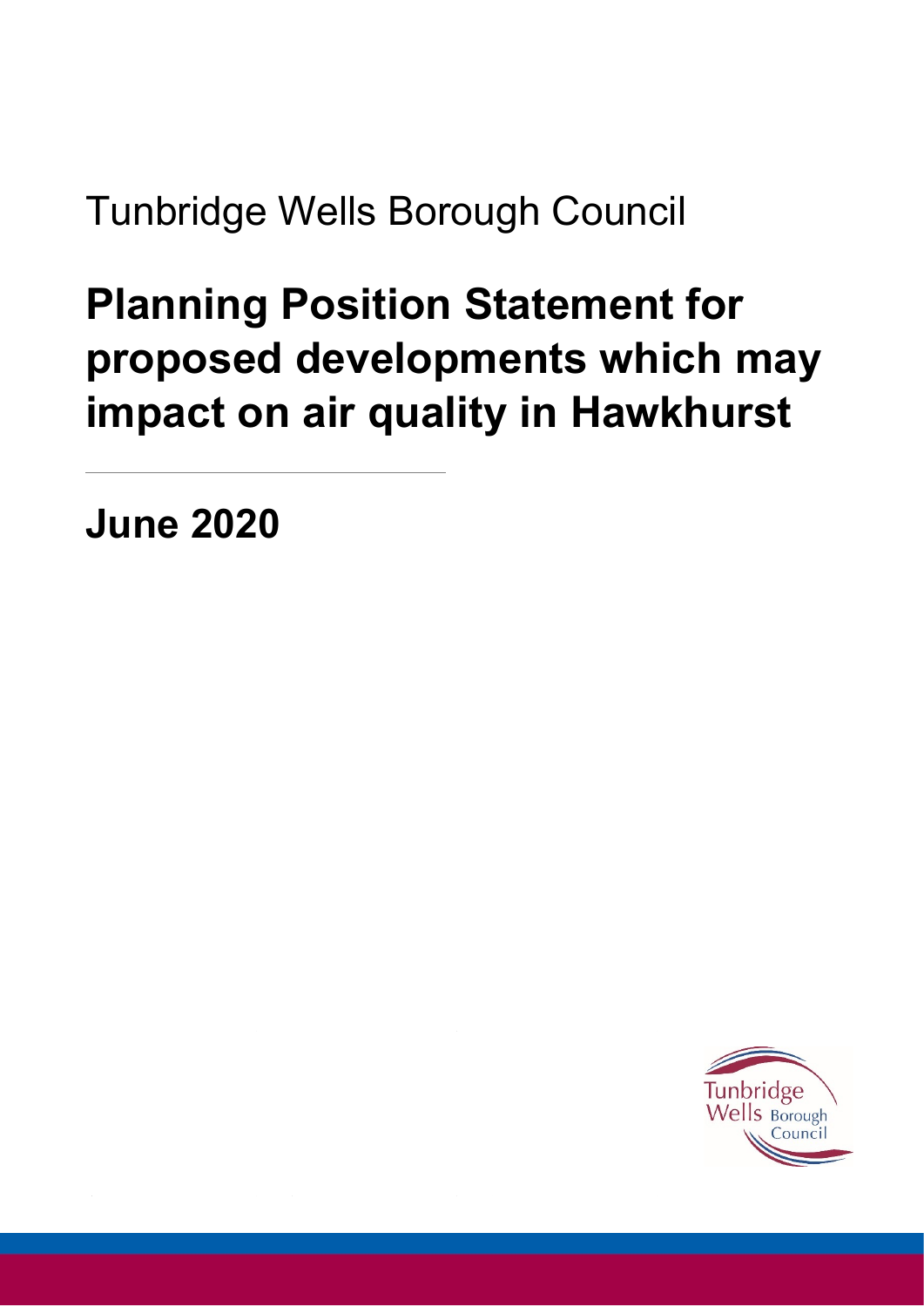Tunbridge Wells Borough Council

# Planning Position Statement for proposed developments which may impact on air quality in Hawkhurst

**June 2020**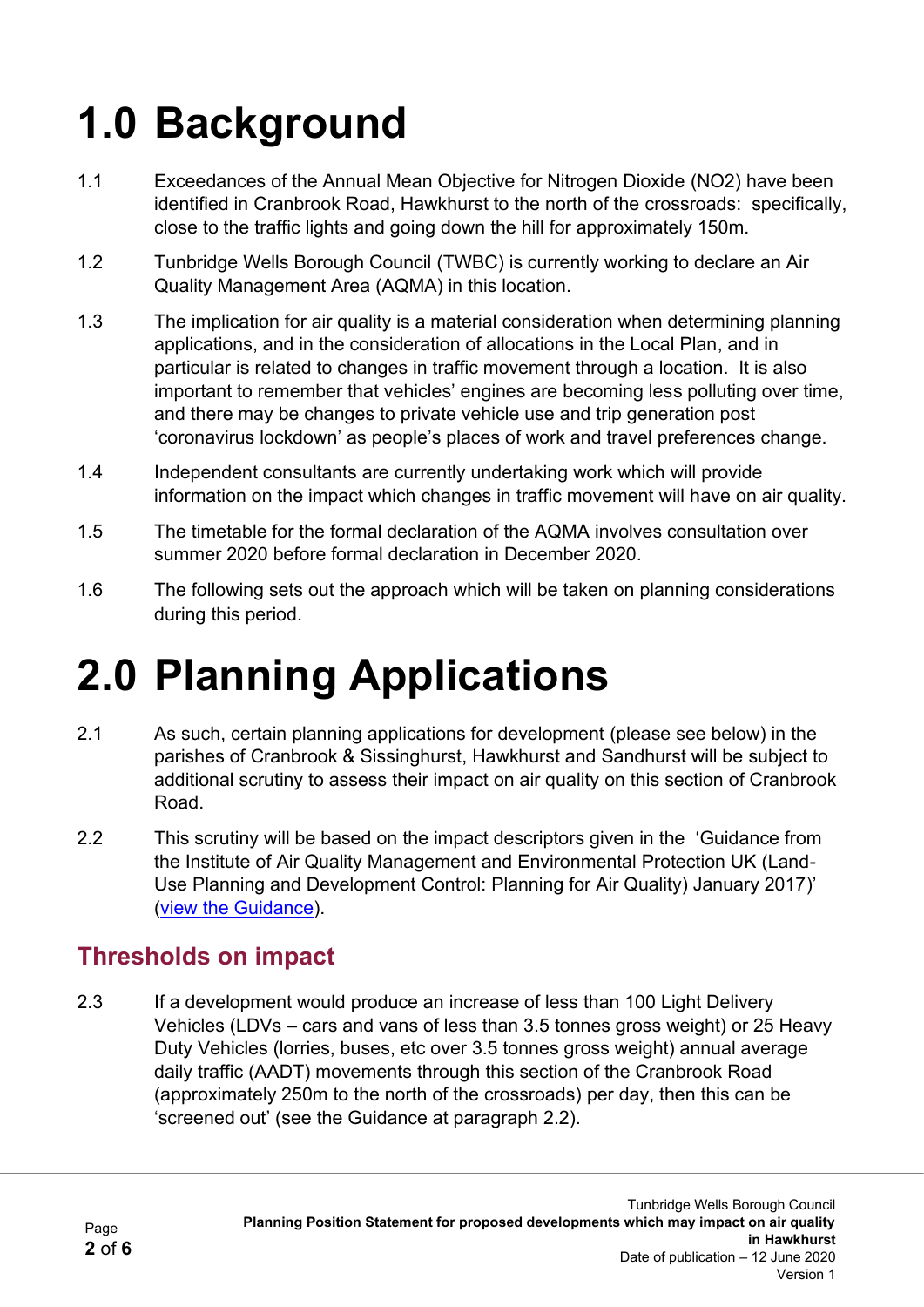# 1.0 Background

1.1 Exceedances of the Annual Mean Objective for Nitrogen Dioxide (NO2) have been identified in Cranbrook Road, Hawkhurst to the north of the crossroads: specifically, close to the traffic lights and going down the hill for approximately 150m.

1.2 Tunbridge Wells Borough Council (TWBC) is currently working to declare an Air Quality Management Area (AQMA) in this location.

1.3 The implication for air quality is a material consideration when determining planning applications, and in the consideration of allocations in the Local Plan, and in particular is related to changes in traffic movement through a location. It is also important to remember that vehicles' engines are becoming less polluting over time, and there may be changes to private vehicle use and trip generation post 'coronavirus lockdown' as people's places of work and travel preferences change.

1.4 Independent consultants are currently undertaking work which will provide information on the impact which changes in traffic movement will have on air quality.

1.5 The timetable for the formal declaration of the AQMA involves consultation over summer 2020 before formal declaration in December 2020.

1.6 The following sets out the approach which will be taken on planning considerations during this period.

# 2.0 Planning Applications

2.1 As such, certain planning applications for development (please see below) in the parishes of Cranbrook & Sissinghurst, Hawkhurst and Sandhurst will be subject to additional scrutiny to assess their impact on air quality on this section of Cranbrook Road.

2.2 This scrutiny will be based on the impact descriptors given in the 'Guidance from the Institute of Air Quality Management and Environmental Protection UK (Land-Use Planning and Development Control: Planning for Air Quality) January 2017)' (view the Guidance).

## Thresholds on impact

2.3 If a development would produce an increase of less than 100 Light Delivery Vehicles (LDVs – cars and vans of less than 3.5 tonnes gross weight) or 25 Heavy Duty Vehicles (lorries, buses, etc over 3.5 tonnes gross weight) annual average daily traffic (AADT) movements through this section of the Cranbrook Road (approximately 250m to the north of the crossroads) per day, then this can be 'screened out' (see the Guidance at paragraph 2.2).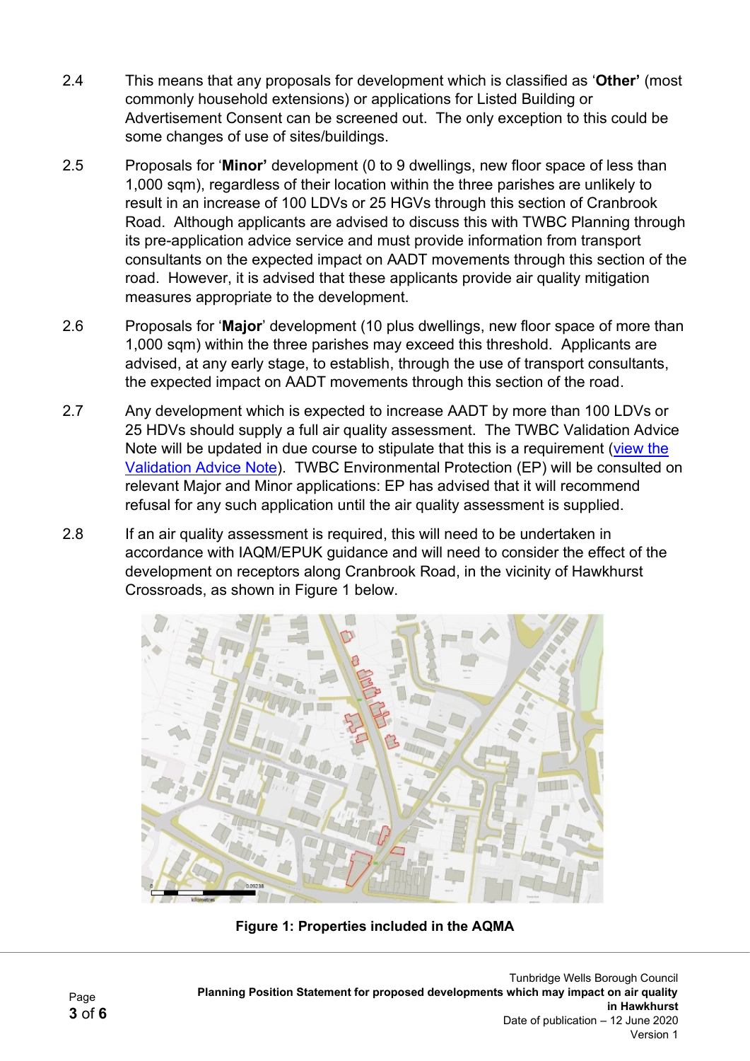2.4 This means that any proposals for development which is classified as '**Other'** (most commonly household extensions) or applications for Listed Building or Advertisement Consent can be screened out. The only exception to this could be some changes of use of sites/buildings.

2.5 Proposals for '**Minor'** development (0 to 9 dwellings, new floor space of less than 1,000 sqm), regardless of their location within the three parishes are unlikely to result in an increase of 100 LDVs or 25 HGVs through this section of Cranbrook Road. Although applicants are advised to discuss this with TWBC Planning through its pre-application advice service and must provide information from transport consultants on the expected impact on AADT movements through this section of the road. However, it is advised that these applicants provide air quality mitigation measures appropriate to the development.

2.6 Proposals for '**Major**' development (10 plus dwellings, new floor space of more than 1,000 sqm) within the three parishes may exceed this threshold. Applicants are advised, at any early stage, to establish, through the use of transport consultants, the expected impact on AADT movements through this section of the road.

2.7 Any development which is expected to increase AADT by more than 100 LDVs or 25 HDVs should supply a full air quality assessment. The TWBC Validation Advice Note will be updated in due course to stipulate that this is a requirement (view the Validation Advice Note). TWBC Environmental Protection (EP) will be consulted on relevant Major and Minor applications: EP has advised that it will recommend refusal for any such application until the air quality assessment is supplied.

2.8 If an air quality assessment is required, this will need to be undertaken in accordance with IAQM/EPUK guidance and will need to consider the effect of the development on receptors along Cranbrook Road, in the vicinity of Hawkhurst Crossroads, as shown in Figure 1 below.

**Figure 1: Properties included in the AQMA**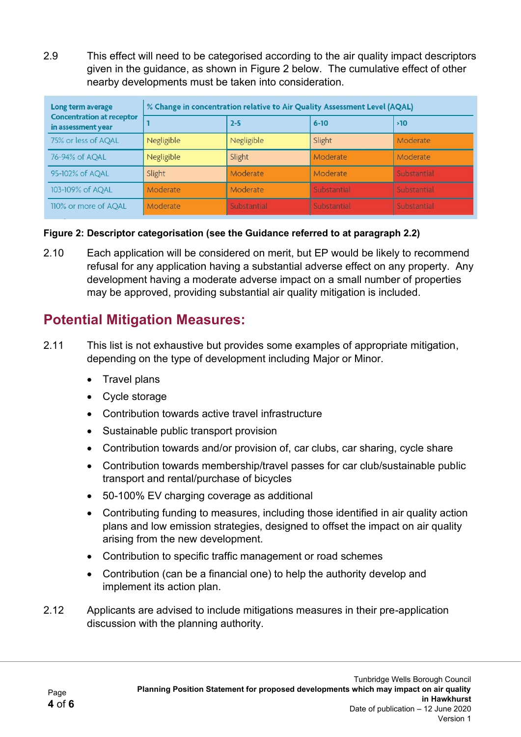2.9 This effect will need to be categorised according to the air quality impact descriptors given in the guidance, as shown in Figure 2 below. The cumulative effect of other nearby developments must be taken into consideration.

| Long term average Concentration at receptor in assessment year | % Change in concentration relative to Air Quality Assessment Level (AQAL) | | | |
|---|---|---|---|---|
| | 1 | 2-5 | 6-10 | >10 |
| 75% or less of AQAL | Negligible | Negligible | Slight | Moderate |
| 76-94% of AQAL | Negligible | Slight | Moderate | Moderate |
| 95-102% of AQAL | Slight | Moderate | Moderate | Substantial |
| 103-109% of AQAL | Moderate | Moderate | Substantial | Substantial |
| 110% or more of AQAL | Moderate | Substantial | Substantial | Substantial |

**Figure 2: Descriptor categorisation (see the Guidance referred to at paragraph 2.2)**

2.10 Each application will be considered on merit, but EP would be likely to recommend refusal for any application having a substantial adverse effect on any property. Any development having a moderate adverse impact on a small number of properties may be approved, providing substantial air quality mitigation is included.

## Potential Mitigation Measures:

2.11 This list is not exhaustive but provides some examples of appropriate mitigation, depending on the type of development including Major or Minor.

- Travel plans
- Cycle storage
- Contribution towards active travel infrastructure
- Sustainable public transport provision
- Contribution towards and/or provision of, car clubs, car sharing, cycle share
- Contribution towards membership/travel passes for car club/sustainable public transport and rental/purchase of bicycles
- 50-100% EV charging coverage as additional
- Contributing funding to measures, including those identified in air quality action plans and low emission strategies, designed to offset the impact on air quality arising from the new development.
- Contribution to specific traffic management or road schemes
- Contribution (can be a financial one) to help the authority develop and implement its action plan.

2.12 Applicants are advised to include mitigations measures in their pre-application discussion with the planning authority.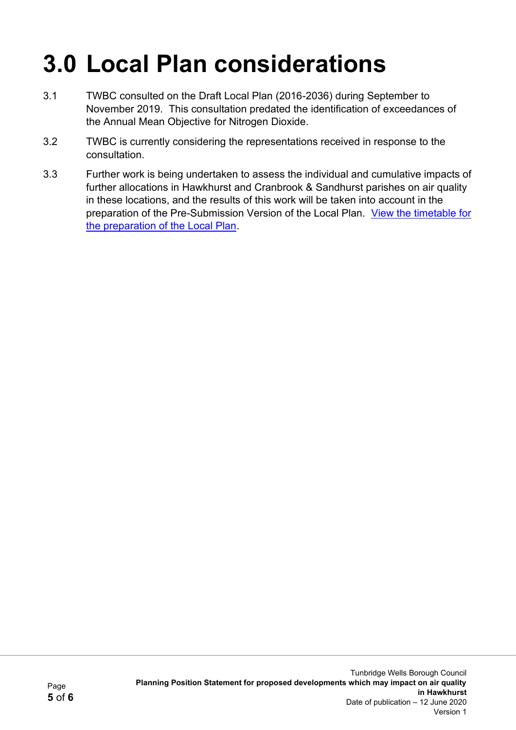# 3.0 Local Plan considerations

3.1 TWBC consulted on the Draft Local Plan (2016-2036) during September to November 2019. This consultation predated the identification of exceedances of the Annual Mean Objective for Nitrogen Dioxide.

3.2 TWBC is currently considering the representations received in response to the consultation.

3.3 Further work is being undertaken to assess the individual and cumulative impacts of further allocations in Hawkhurst and Cranbrook & Sandhurst parishes on air quality in these locations, and the results of this work will be taken into account in the preparation of the Pre-Submission Version of the Local Plan. View the timetable for the preparation of the Local Plan.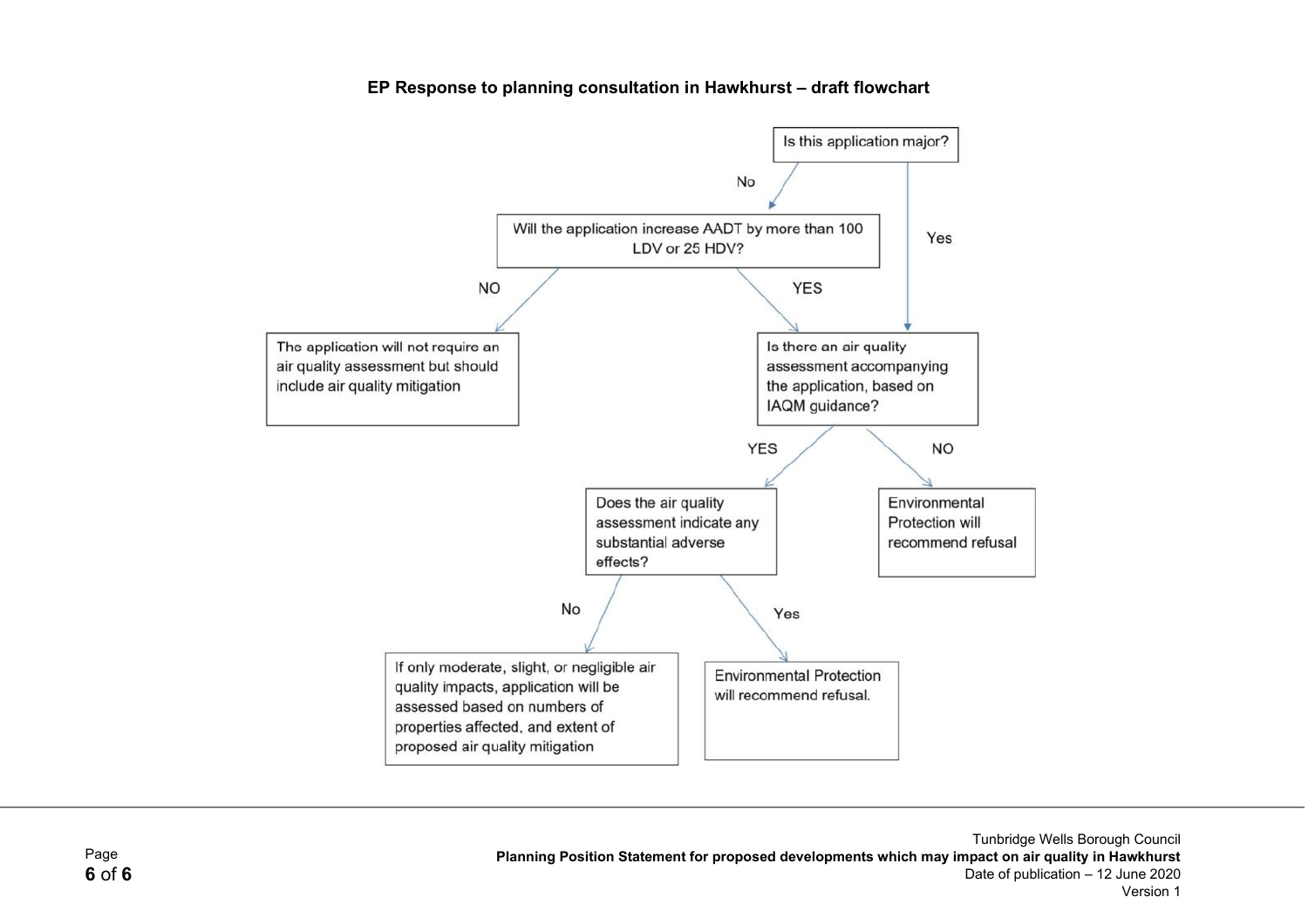**EP Response to planning consultation in Hawkhurst – draft flowchart**

Is this application major?

No

Yes

Will the application increase AADT by more than 100 LDV or 25 HDV?

NO

YES

The application will not require an air quality assessment but should include air quality mitigation

Is there an air quality assessment accompanying the application, based on IAQM guidance?

YES

NO

Does the air quality assessment indicate any substantial adverse effects?

Environmental Protection will recommend refusal

No

Yes

If only moderate, slight, or negligible air quality impacts, application will be assessed based on numbers of properties affected, and extent of proposed air quality mitigation

Environmental Protection will recommend refusal.